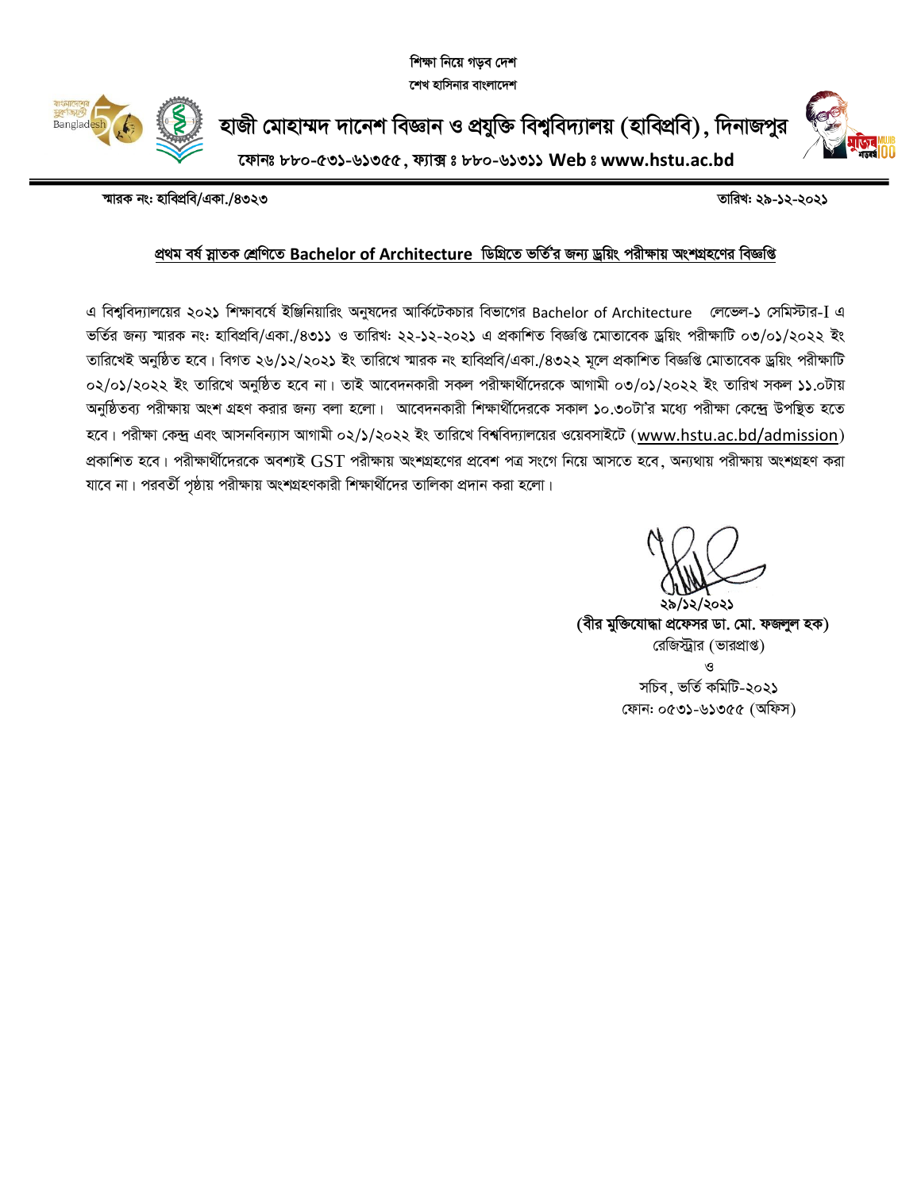শিক্ষা নিয়ে গড়ব দেশ
শেখ হাসিনার বাংলাদেশ

# হাজী মোহাম্মদ দানেশ বিজ্ঞান ও প্রযুক্তি বিশ্ববিদ্যালয় (হাবিপ্রবি), দিনাজপুর

**ফোনঃ ৮৮০-৫৩১-৬১৩৫৫, ফ্যাক্স ঃ ৮৮০-৬১৩১১ Web ঃ www.hstu.ac.bd**

**স্মারক নং: হাবিপ্রবি/একা./৪৩২৩** **তারিখ: ২৯-১২-২০২১**

## প্রথম বর্ষ স্নাতক শ্রেণিতে Bachelor of Architecture ডিগ্রিতে ভর্তির জন্য ড্রয়িং পরীক্ষায় অংশগ্রহণের বিজ্ঞপ্তি

এ বিশ্ববিদ্যালয়ের ২০২১ শিক্ষাবর্ষে ইঞ্জিনিয়ারিং অনুষদের আর্কিটেকচার বিভাগের Bachelor of Architecture লেভেল-১ সেমিস্টার-I এ ভর্তির জন্য স্মারক নং: হাবিপ্রবি/একা./৪৩১১ ও তারিখ: ২২-১২-২০২১ এ প্রকাশিত বিজ্ঞপ্তি মোতাবেক ড্রয়িং পরীক্ষাটি ০৩/০১/২০২২ ইং তারিখেই অনুষ্ঠিত হবে। বিগত ২৬/১২/২০২১ ইং তারিখে স্মারক নং হাবিপ্রবি/একা./৪৩২২ মূলে প্রকাশিত বিজ্ঞপ্তি মোতাবেক ড্রয়িং পরীক্ষাটি ০২/০১/২০২২ ইং তারিখে অনুষ্ঠিত হবে না। তাই আবেদনকারী সকল পরীক্ষার্থীদেরকে আগামী ০৩/০১/২০২২ ইং তারিখ সকল ১১.০টায় অনুষ্ঠিতব্য পরীক্ষায় অংশ গ্রহণ করার জন্য বলা হলো। আবেদনকারী শিক্ষার্থীদেরকে সকাল ১০.৩০টা'র মধ্যে পরীক্ষা কেন্দ্রে উপস্থিত হতে হবে। পরীক্ষা কেন্দ্র এবং আসনবিন্যাস আগামী ০২/১/২০২২ ইং তারিখে বিশ্ববিদ্যালয়ের ওয়েবসাইটে (www.hstu.ac.bd/admission) প্রকাশিত হবে। পরীক্ষার্থীদেরকে অবশ্যই GST পরীক্ষায় অংশগ্রহণের প্রবেশ পত্র সংগে নিয়ে আসতে হবে, অন্যথায় পরীক্ষায় অংশগ্রহণ করা যাবে না। পরবর্তী পৃষ্ঠায় পরীক্ষায় অংশগ্রহণকারী শিক্ষার্থীদের তালিকা প্রদান করা হলো।

২৯/১২/২০২১
**(বীর মুক্তিযোদ্ধা প্রফেসর ডা. মো. ফজলুল হক)**
রেজিস্ট্রার (ভারপ্রাপ্ত)
ও
সচিব, ভর্তি কমিটি-২০২১
ফোন: ০৫৩১-৬১৩৫৫ (অফিস)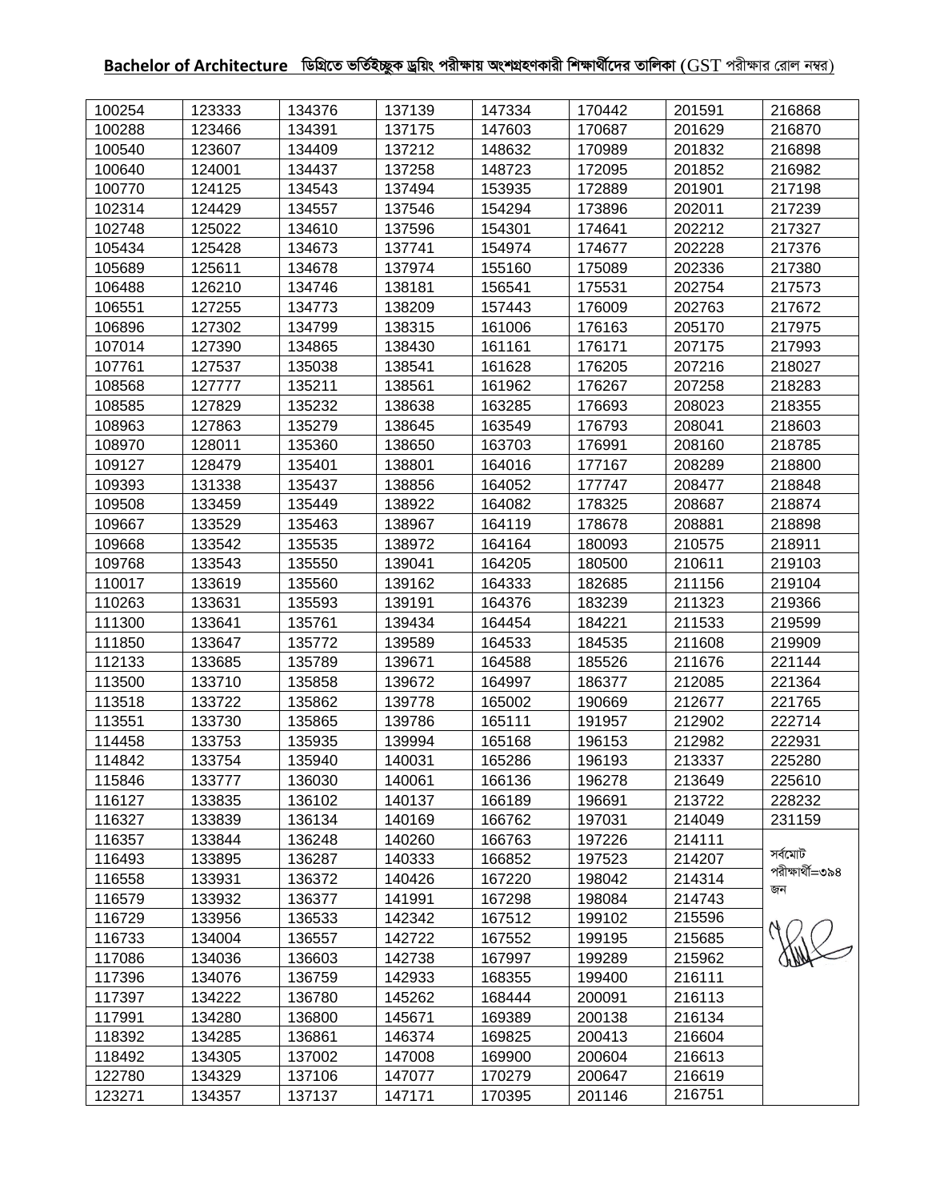**Bachelor of Architecture ডিগ্রিতে ভর্তিইচ্ছুক ড্রয়িং পরীক্ষায় অংশগ্রহণকারী শিক্ষার্থীদের তালিকা** (GST পরীক্ষার রোল নম্বর)

| | | | | | | | |
|---|---|---|---|---|---|---|---|
| 100254 | 123333 | 134376 | 137139 | 147334 | 170442 | 201591 | 216868 |
| 100288 | 123466 | 134391 | 137175 | 147603 | 170687 | 201629 | 216870 |
| 100540 | 123607 | 134409 | 137212 | 148632 | 170989 | 201832 | 216898 |
| 100640 | 124001 | 134437 | 137258 | 148723 | 172095 | 201852 | 216982 |
| 100770 | 124125 | 134543 | 137494 | 153935 | 172889 | 201901 | 217198 |
| 102314 | 124429 | 134557 | 137546 | 154294 | 173896 | 202011 | 217239 |
| 102748 | 125022 | 134610 | 137596 | 154301 | 174641 | 202212 | 217327 |
| 105434 | 125428 | 134673 | 137741 | 154974 | 174677 | 202228 | 217376 |
| 105689 | 125611 | 134678 | 137974 | 155160 | 175089 | 202336 | 217380 |
| 106488 | 126210 | 134746 | 138181 | 156541 | 175531 | 202754 | 217573 |
| 106551 | 127255 | 134773 | 138209 | 157443 | 176009 | 202763 | 217672 |
| 106896 | 127302 | 134799 | 138315 | 161006 | 176163 | 205170 | 217975 |
| 107014 | 127390 | 134865 | 138430 | 161161 | 176171 | 207175 | 217993 |
| 107761 | 127537 | 135038 | 138541 | 161628 | 176205 | 207216 | 218027 |
| 108568 | 127777 | 135211 | 138561 | 161962 | 176267 | 207258 | 218283 |
| 108585 | 127829 | 135232 | 138638 | 163285 | 176693 | 208023 | 218355 |
| 108963 | 127863 | 135279 | 138645 | 163549 | 176793 | 208041 | 218603 |
| 108970 | 128011 | 135360 | 138650 | 163703 | 176991 | 208160 | 218785 |
| 109127 | 128479 | 135401 | 138801 | 164016 | 177167 | 208289 | 218800 |
| 109393 | 131338 | 135437 | 138856 | 164052 | 177747 | 208477 | 218848 |
| 109508 | 133459 | 135449 | 138922 | 164082 | 178325 | 208687 | 218874 |
| 109667 | 133529 | 135463 | 138967 | 164119 | 178678 | 208881 | 218898 |
| 109668 | 133542 | 135535 | 138972 | 164164 | 180093 | 210575 | 218911 |
| 109768 | 133543 | 135550 | 139041 | 164205 | 180500 | 210611 | 219103 |
| 110017 | 133619 | 135560 | 139162 | 164333 | 182685 | 211156 | 219104 |
| 110263 | 133631 | 135593 | 139191 | 164376 | 183239 | 211323 | 219366 |
| 111300 | 133641 | 135761 | 139434 | 164454 | 184221 | 211533 | 219599 |
| 111850 | 133647 | 135772 | 139589 | 164533 | 184535 | 211608 | 219909 |
| 112133 | 133685 | 135789 | 139671 | 164588 | 185526 | 211676 | 221144 |
| 113500 | 133710 | 135858 | 139672 | 164997 | 186377 | 212085 | 221364 |
| 113518 | 133722 | 135862 | 139778 | 165002 | 190669 | 212677 | 221765 |
| 113551 | 133730 | 135865 | 139786 | 165111 | 191957 | 212902 | 222714 |
| 114458 | 133753 | 135935 | 139994 | 165168 | 196153 | 212982 | 222931 |
| 114842 | 133754 | 135940 | 140031 | 165286 | 196193 | 213337 | 225280 |
| 115846 | 133777 | 136030 | 140061 | 166136 | 196278 | 213649 | 225610 |
| 116127 | 133835 | 136102 | 140137 | 166189 | 196691 | 213722 | 228232 |
| 116327 | 133839 | 136134 | 140169 | 166762 | 197031 | 214049 | 231159 |
| 116357 | 133844 | 136248 | 140260 | 166763 | 197226 | 214111 | সর্বমোট পরীক্ষার্থী=৩৯৪ জন |
| 116493 | 133895 | 136287 | 140333 | 166852 | 197523 | 214207 | |
| 116558 | 133931 | 136372 | 140426 | 167220 | 198042 | 214314 | |
| 116579 | 133932 | 136377 | 141991 | 167298 | 198084 | 214743 | |
| 116729 | 133956 | 136533 | 142342 | 167512 | 199102 | 215596 | |
| 116733 | 134004 | 136557 | 142722 | 167552 | 199195 | 215685 | |
| 117086 | 134036 | 136603 | 142738 | 167997 | 199289 | 215962 | |
| 117396 | 134076 | 136759 | 142933 | 168355 | 199400 | 216111 | |
| 117397 | 134222 | 136780 | 145262 | 168444 | 200091 | 216113 | |
| 117991 | 134280 | 136800 | 145671 | 169389 | 200138 | 216134 | |
| 118392 | 134285 | 136861 | 146374 | 169825 | 200413 | 216604 | |
| 118492 | 134305 | 137002 | 147008 | 169900 | 200604 | 216613 | |
| 122780 | 134329 | 137106 | 147077 | 170279 | 200647 | 216619 | |
| 123271 | 134357 | 137137 | 147171 | 170395 | 201146 | 216751 | |